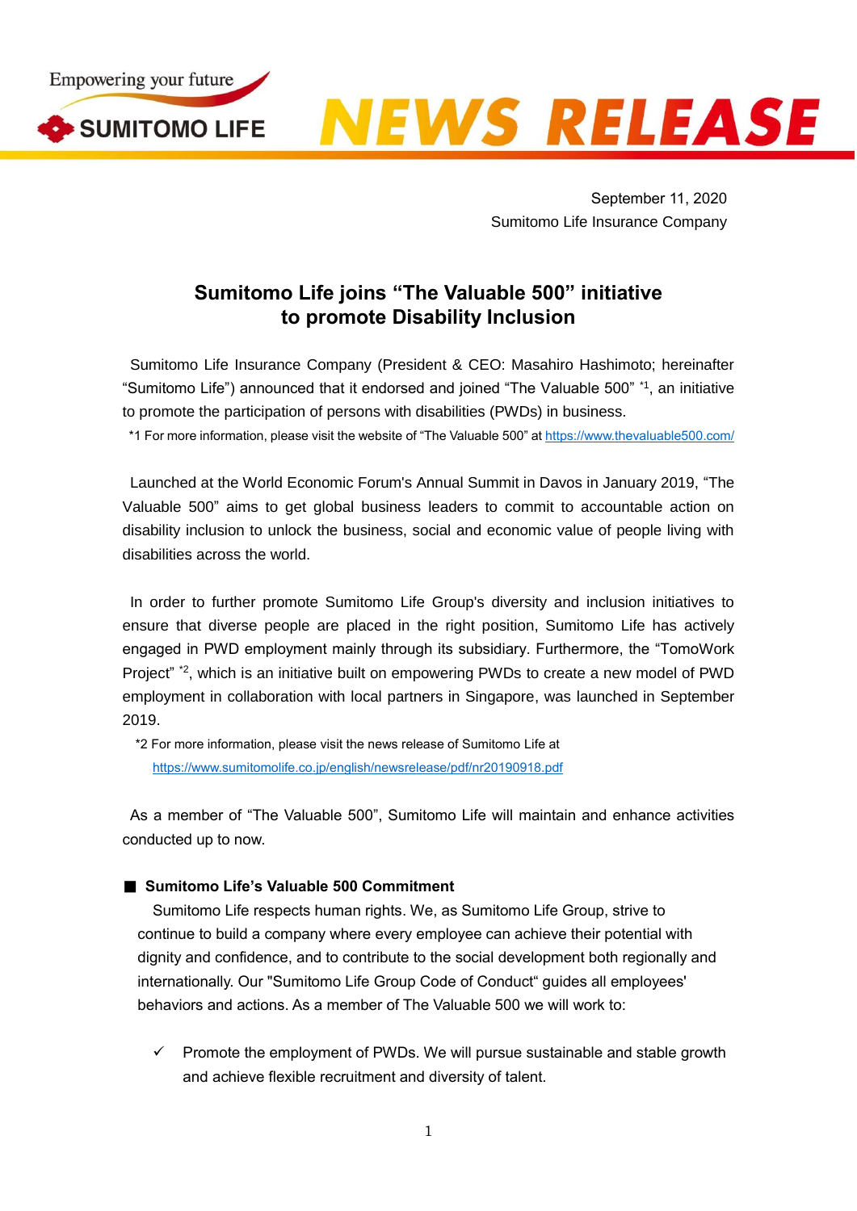Empowering your future

SUMITOMO LIFE

NEWS RELEASE

September 11, 2020
Sumitomo Life Insurance Company

# Sumitomo Life joins "The Valuable 500" initiative to promote Disability Inclusion

Sumitomo Life Insurance Company (President & CEO: Masahiro Hashimoto; hereinafter "Sumitomo Life") announced that it endorsed and joined "The Valuable 500" [*1], an initiative to promote the participation of persons with disabilities (PWDs) in business.

*1 For more information, please visit the website of "The Valuable 500" at https://www.thevaluable500.com/

Launched at the World Economic Forum's Annual Summit in Davos in January 2019, "The Valuable 500" aims to get global business leaders to commit to accountable action on disability inclusion to unlock the business, social and economic value of people living with disabilities across the world.

In order to further promote Sumitomo Life Group's diversity and inclusion initiatives to ensure that diverse people are placed in the right position, Sumitomo Life has actively engaged in PWD employment mainly through its subsidiary. Furthermore, the "TomoWork Project" [*2], which is an initiative built on empowering PWDs to create a new model of PWD employment in collaboration with local partners in Singapore, was launched in September 2019.

*2 For more information, please visit the news release of Sumitomo Life at https://www.sumitomolife.co.jp/english/newsrelease/pdf/nr20190918.pdf

As a member of "The Valuable 500", Sumitomo Life will maintain and enhance activities conducted up to now.

### ■ Sumitomo Life's Valuable 500 Commitment

Sumitomo Life respects human rights. We, as Sumitomo Life Group, strive to continue to build a company where every employee can achieve their potential with dignity and confidence, and to contribute to the social development both regionally and internationally. Our "Sumitomo Life Group Code of Conduct" guides all employees' behaviors and actions. As a member of The Valuable 500 we will work to:

- ✓ Promote the employment of PWDs. We will pursue sustainable and stable growth and achieve flexible recruitment and diversity of talent.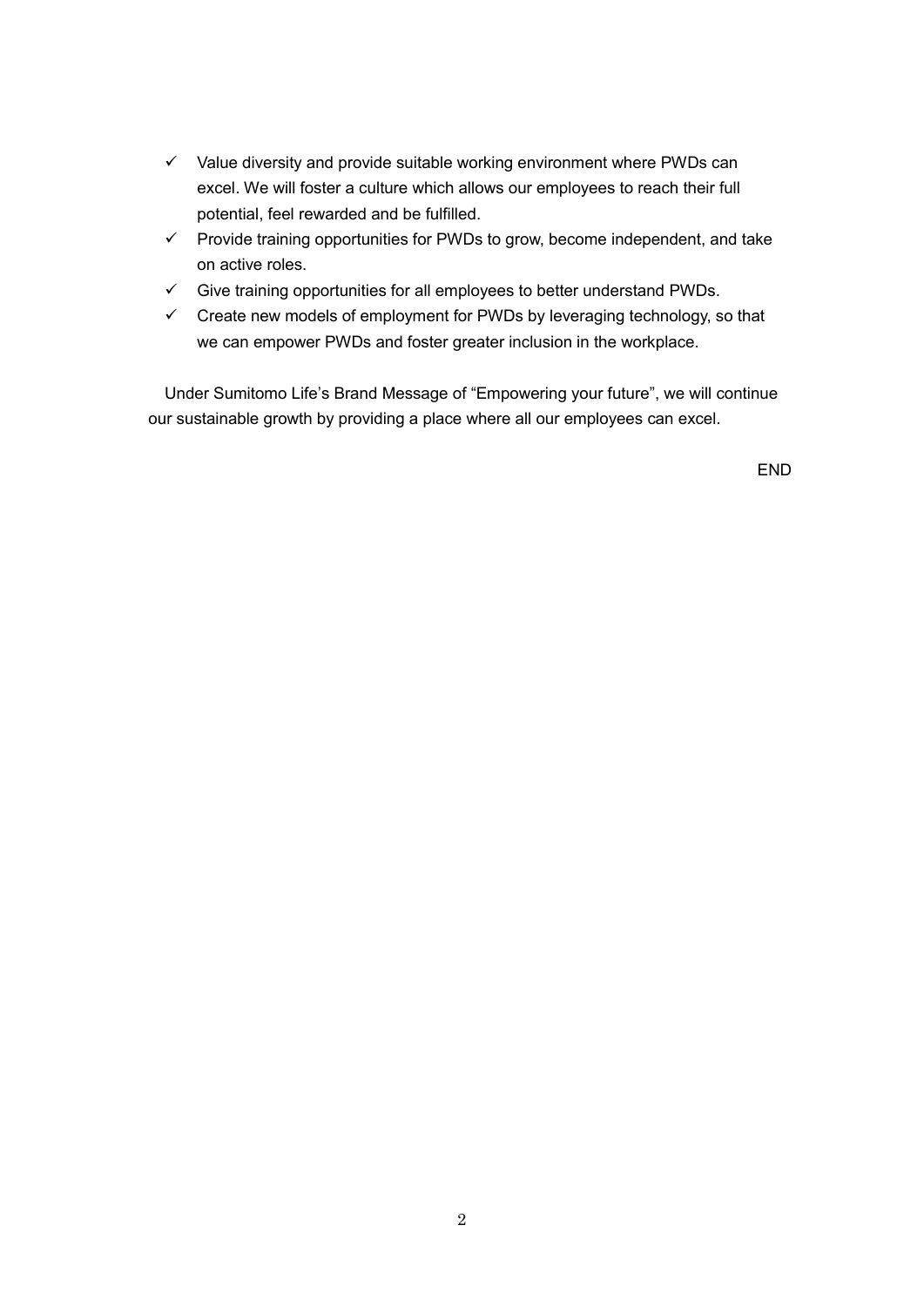- ✓ Value diversity and provide suitable working environment where PWDs can excel. We will foster a culture which allows our employees to reach their full potential, feel rewarded and be fulfilled.
- ✓ Provide training opportunities for PWDs to grow, become independent, and take on active roles.
- ✓ Give training opportunities for all employees to better understand PWDs.
- ✓ Create new models of employment for PWDs by leveraging technology, so that we can empower PWDs and foster greater inclusion in the workplace.

Under Sumitomo Life's Brand Message of "Empowering your future", we will continue our sustainable growth by providing a place where all our employees can excel.

END